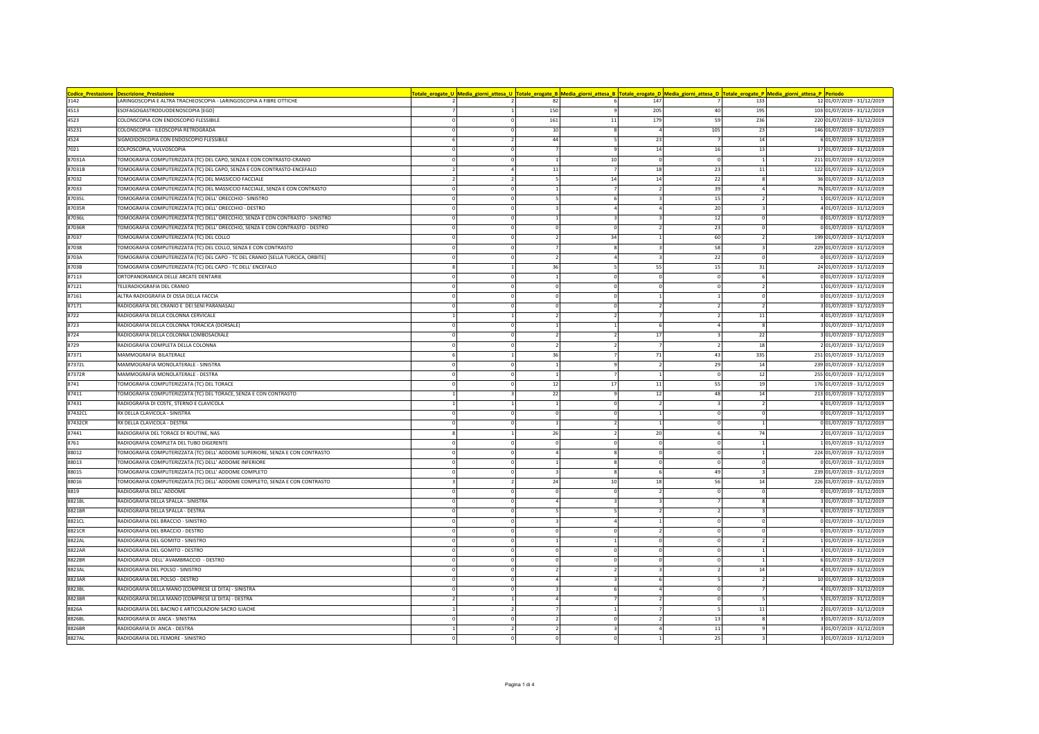| Codice_Prestazione | Descrizione_Prestazione | Totale_erogate_U | Media_giorni_attesa_U | Totale_erogate_B | Media_giorni_attesa_B | Totale_erogate_D | Media_giorni_attesa_D | Totale_erogate_P | Media_giorni_attesa_P | Periodo |
|---|---|---|---|---|---|---|---|---|---|---|
| 3142 | LARINGOSCOPIA E ALTRA TRACHEOSCOPIA - LARINGOSCOPIA A FIBRE OTTICHE | 2 | 2 | 82 | 6 | 147 | 7 | 133 | 12 | 01/07/2019 - 31/12/2019 |
| 4513 | ESOFAGOGASTRODUODENOSCOPIA [EGD] | 7 | 1 | 150 | 9 | 205 | 40 | 195 | 103 | 01/07/2019 - 31/12/2019 |
| 4523 | COLONSCOPIA CON ENDOSCOPIO FLESSIBILE | 0 | 0 | 161 | 11 | 179 | 59 | 236 | 220 | 01/07/2019 - 31/12/2019 |
| 45231 | COLONSCOPIA - ILEOSCOPIA RETROGRADA | 0 | 0 | 10 | 8 | 4 | 105 | 23 | 146 | 01/07/2019 - 31/12/2019 |
| 4524 | SIGMOIDOSCOPIA CON ENDOSCOPIO FLESSIBILE | 6 | 2 | 44 | 5 | 23 | 7 | 14 | 6 | 01/07/2019 - 31/12/2019 |
| 7021 | COLPOSCOPIA, VULVOSCOPIA | 0 | 0 | 7 | 9 | 14 | 16 | 13 | 17 | 01/07/2019 - 31/12/2019 |
| 87031A | TOMOGRAFIA COMPUTERIZZATA (TC) DEL CAPO, SENZA E CON CONTRASTO-CRANIO | 0 | 0 | 1 | 10 | 0 | 0 | 1 | 211 | 01/07/2019 - 31/12/2019 |
| 87031B | TOMOGRAFIA COMPUTERIZZATA (TC) DEL CAPO, SENZA E CON CONTRASTO-ENCEFALO | 2 | 4 | 11 | 7 | 18 | 23 | 11 | 122 | 01/07/2019 - 31/12/2019 |
| 87032 | TOMOGRAFIA COMPUTERIZZATA (TC) DEL MASSICCIO FACCIALE | 2 | 2 | 5 | 14 | 14 | 22 | 8 | 36 | 01/07/2019 - 31/12/2019 |
| 87033 | TOMOGRAFIA COMPUTERIZZATA (TC) DEL MASSICCIO FACCIALE, SENZA E CON CONTRASTO | 0 | 0 | 1 | 7 | 2 | 39 | 4 | 76 | 01/07/2019 - 31/12/2019 |
| 87035L | TOMOGRAFIA COMPUTERIZZATA (TC) DELL' ORECCHIO - SINISTRO | 0 | 0 | 5 | 6 | 3 | 15 | 2 | 1 | 01/07/2019 - 31/12/2019 |
| 87035R | TOMOGRAFIA COMPUTERIZZATA (TC) DELL' ORECCHIO - DESTRO | 0 | 0 | 3 | 4 | 4 | 20 | 3 | 4 | 01/07/2019 - 31/12/2019 |
| 87036L | TOMOGRAFIA COMPUTERIZZATA (TC) DELL' ORECCHIO, SENZA E CON CONTRASTO - SINISTRO | 0 | 0 | 1 | 3 | 3 | 12 | 0 | 0 | 01/07/2019 - 31/12/2019 |
| 87036R | TOMOGRAFIA COMPUTERIZZATA (TC) DELL' ORECCHIO, SENZA E CON CONTRASTO - DESTRO | 0 | 0 | 0 | 0 | 2 | 23 | 0 | 0 | 01/07/2019 - 31/12/2019 |
| 87037 | TOMOGRAFIA COMPUTERIZZATA (TC) DEL COLLO | 0 | 0 | 2 | 34 | 1 | 60 | 2 | 199 | 01/07/2019 - 31/12/2019 |
| 87038 | TOMOGRAFIA COMPUTERIZZATA (TC) DEL COLLO, SENZA E CON CONTRASTO | 0 | 0 | 7 | 8 | 3 | 58 | 3 | 229 | 01/07/2019 - 31/12/2019 |
| 8703A | TOMOGRAFIA COMPUTERIZZATA (TC) DEL CAPO - TC DEL CRANIO [SELLA TURCICA, ORBITE] | 0 | 0 | 2 | 4 | 3 | 22 | 0 | 0 | 01/07/2019 - 31/12/2019 |
| 8703B | TOMOGRAFIA COMPUTERIZZATA (TC) DEL CAPO - TC DELL' ENCEFALO | 8 | 1 | 36 | 5 | 55 | 15 | 31 | 24 | 01/07/2019 - 31/12/2019 |
| 87113 | ORTOPANORAMICA DELLE ARCATE DENTARIE | 0 | 0 | 1 | 0 | 0 | 0 | 6 | 0 | 01/07/2019 - 31/12/2019 |
| 87121 | TELERADIOGRAFIA DEL CRANIO | 0 | 0 | 0 | 0 | 0 | 0 | 2 | 1 | 01/07/2019 - 31/12/2019 |
| 87161 | ALTRA RADIOGRAFIA DI OSSA DELLA FACCIA | 0 | 0 | 0 | 0 | 1 | 1 | 0 | 0 | 01/07/2019 - 31/12/2019 |
| 87171 | RADIOGRAFIA DEL CRANIO E DEI SENI PARANASALI | 0 | 0 | 0 | 0 | 2 | 2 | 2 | 3 | 01/07/2019 - 31/12/2019 |
| 8722 | RADIOGRAFIA DELLA COLONNA CERVICALE | 1 | 1 | 2 | 2 | 7 | 2 | 11 | 4 | 01/07/2019 - 31/12/2019 |
| 8723 | RADIOGRAFIA DELLA COLONNA TORACICA (DORSALE) | 0 | 0 | 1 | 1 | 6 | 4 | 8 | 3 | 01/07/2019 - 31/12/2019 |
| 8724 | RADIOGRAFIA DELLA COLONNA LOMBOSACRALE | 0 | 0 | 2 | 2 | 17 | 3 | 22 | 3 | 01/07/2019 - 31/12/2019 |
| 8729 | RADIOGRAFIA COMPLETA DELLA COLONNA | 0 | 0 | 2 | 2 | 7 | 2 | 18 | 2 | 01/07/2019 - 31/12/2019 |
| 87371 | MAMMOGRAFIA BILATERALE | 6 | 1 | 36 | 7 | 71 | 43 | 335 | 251 | 01/07/2019 - 31/12/2019 |
| 87372L | MAMMOGRAFIA MONOLATERALE - SINISTRA | 0 | 0 | 1 | 9 | 2 | 29 | 14 | 239 | 01/07/2019 - 31/12/2019 |
| 87372R | MAMMOGRAFIA MONOLATERALE - DESTRA | 0 | 0 | 1 | 7 | 1 | 0 | 12 | 255 | 01/07/2019 - 31/12/2019 |
| 8741 | TOMOGRAFIA COMPUTERIZZATA (TC) DEL TORACE | 0 | 0 | 12 | 17 | 11 | 55 | 19 | 176 | 01/07/2019 - 31/12/2019 |
| 87411 | TOMOGRAFIA COMPUTERIZZATA (TC) DEL TORACE, SENZA E CON CONTRASTO | 1 | 3 | 22 | 9 | 12 | 48 | 14 | 213 | 01/07/2019 - 31/12/2019 |
| 87431 | RADIOGRAFIA DI COSTE, STERNO E CLAVICOLA | 1 | 1 | 1 | 0 | 2 | 3 | 2 | 6 | 01/07/2019 - 31/12/2019 |
| 87432CL | RX DELLA CLAVICOLA - SINISTRA | 0 | 0 | 0 | 0 | 1 | 0 | 0 | 0 | 01/07/2019 - 31/12/2019 |
| 87432CR | RX DELLA CLAVICOLA - DESTRA | 0 | 0 | 1 | 2 | 1 | 0 | 1 | 0 | 01/07/2019 - 31/12/2019 |
| 87441 | RADIOGRAFIA DEL TORACE DI ROUTINE, NAS | 8 | 1 | 26 | 2 | 20 | 6 | 74 | 2 | 01/07/2019 - 31/12/2019 |
| 8761 | RADIOGRAFIA COMPLETA DEL TUBO DIGERENTE | 0 | 0 | 0 | 0 | 0 | 0 | 1 | 1 | 01/07/2019 - 31/12/2019 |
| 88012 | TOMOGRAFIA COMPUTERIZZATA (TC) DELL' ADDOME SUPERIORE, SENZA E CON CONTRASTO | 0 | 0 | 4 | 8 | 0 | 0 | 1 | 224 | 01/07/2019 - 31/12/2019 |
| 88013 | TOMOGRAFIA COMPUTERIZZATA (TC) DELL' ADDOME INFERIORE | 0 | 0 | 1 | 8 | 0 | 0 | 0 | 0 | 01/07/2019 - 31/12/2019 |
| 88015 | TOMOGRAFIA COMPUTERIZZATA (TC) DELL' ADDOME COMPLETO | 0 | 0 | 3 | 8 | 6 | 49 | 3 | 239 | 01/07/2019 - 31/12/2019 |
| 88016 | TOMOGRAFIA COMPUTERIZZATA (TC) DELL' ADDOME COMPLETO, SENZA E CON CONTRASTO | 3 | 2 | 24 | 10 | 18 | 56 | 14 | 226 | 01/07/2019 - 31/12/2019 |
| 8819 | RADIOGRAFIA DELL' ADDOME | 0 | 0 | 0 | 0 | 2 | 0 | 0 | 0 | 01/07/2019 - 31/12/2019 |
| 8821BL | RADIOGRAFIA DELLA SPALLA - SINISTRA | 0 | 0 | 4 | 3 | 3 | 7 | 8 | 3 | 01/07/2019 - 31/12/2019 |
| 8821BR | RADIOGRAFIA DELLA SPALLA - DESTRA | 0 | 0 | 5 | 5 | 2 | 2 | 3 | 6 | 01/07/2019 - 31/12/2019 |
| 8821CL | RADIOGRAFIA DEL BRACCIO - SINISTRO | 0 | 0 | 3 | 4 | 1 | 0 | 0 | 0 | 01/07/2019 - 31/12/2019 |
| 8821CR | RADIOGRAFIA DEL BRACCIO - DESTRO | 0 | 0 | 0 | 0 | 2 | 0 | 0 | 0 | 01/07/2019 - 31/12/2019 |
| 8822AL | RADIOGRAFIA DEL GOMITO - SINISTRO | 0 | 0 | 1 | 1 | 0 | 0 | 2 | 1 | 01/07/2019 - 31/12/2019 |
| 8822AR | RADIOGRAFIA DEL GOMITO - DESTRO | 0 | 0 | 0 | 0 | 0 | 0 | 1 | 3 | 01/07/2019 - 31/12/2019 |
| 8822BR | RADIOGRAFIA DELL' AVAMBRACCIO - DESTRO | 0 | 0 | 0 | 0 | 0 | 0 | 1 | 6 | 01/07/2019 - 31/12/2019 |
| 8823AL | RADIOGRAFIA DEL POLSO - SINISTRO | 0 | 0 | 2 | 2 | 3 | 2 | 14 | 4 | 01/07/2019 - 31/12/2019 |
| 8823AR | RADIOGRAFIA DEL POLSO - DESTRO | 0 | 0 | 4 | 3 | 6 | 5 | 2 | 10 | 01/07/2019 - 31/12/2019 |
| 8823BL | RADIOGRAFIA DELLA MANO (COMPRESE LE DITA) - SINISTRA | 0 | 0 | 3 | 6 | 4 | 0 | 7 | 4 | 01/07/2019 - 31/12/2019 |
| 8823BR | RADIOGRAFIA DELLA MANO (COMPRESE LE DITA) - DESTRA | 2 | 1 | 4 | 7 | 2 | 0 | 5 | 5 | 01/07/2019 - 31/12/2019 |
| 8826A | RADIOGRAFIA DEL BACINO E ARTICOLAZIONI SACRO ILIACHE | 1 | 2 | 7 | 1 | 7 | 5 | 11 | 2 | 01/07/2019 - 31/12/2019 |
| 8826BL | RADIOGRAFIA DI ANCA - SINISTRA | 0 | 0 | 2 | 0 | 2 | 13 | 8 | 3 | 01/07/2019 - 31/12/2019 |
| 8826BR | RADIOGRAFIA DI ANCA - DESTRA | 1 | 2 | 2 | 3 | 4 | 11 | 9 | 3 | 01/07/2019 - 31/12/2019 |
| 8827AL | RADIOGRAFIA DEL FEMORE - SINISTRO | 0 | 0 | 0 | 0 | 1 | 25 | 3 | 3 | 01/07/2019 - 31/12/2019 |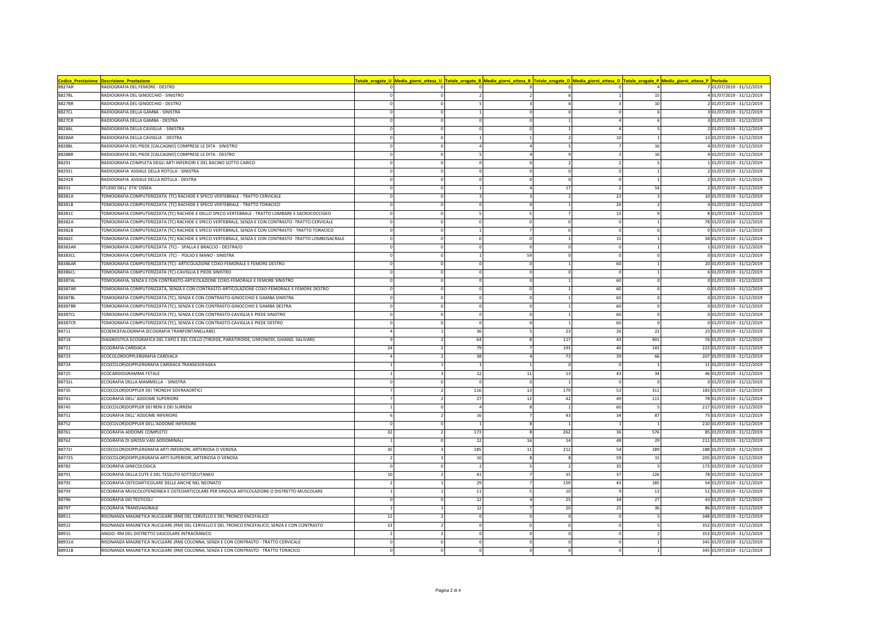| Codice_Prestazione | Descrizione_Prestazione | Totale_erogate_U | Media_giorni_attesa_U | Totale_erogate_B | Media_giorni_attesa_B | Totale_erogate_D | Media_giorni_attesa_D | Totale_erogate_P | Media_giorni_attesa_P | Periodo |
|---|---|---|---|---|---|---|---|---|---|---|
| 8827AR | RADIOGRAFIA DEL FEMORE - DESTRO | 0 | 0 | 0 | 0 | 0 | 0 | 4 | 7 | 01/07/2019 - 31/12/2019 |
| 8827BL | RADIOGRAFIA DEL GINOCCHIO - SINISTRO | 0 | 0 | 2 | 2 | 6 | 1 | 15 | 4 | 01/07/2019 - 31/12/2019 |
| 8827BR | RADIOGRAFIA DEL GINOCCHIO - DESTRO | 0 | 0 | 5 | 3 | 6 | 3 | 10 | 2 | 01/07/2019 - 31/12/2019 |
| 8827CL | RADIOGRAFIA DELLA GAMBA - SINISTRA | 0 | 0 | 1 | 0 | 0 | 0 | 6 | 3 | 01/07/2019 - 31/12/2019 |
| 8827CR | RADIOGRAFIA DELLA GAMBA - DESTRA | 0 | 0 | 0 | 0 | 1 | 4 | 6 | 3 | 01/07/2019 - 31/12/2019 |
| 8828AL | RADIOGRAFIA DELLA CAVIGLIA - SINISTRA | 0 | 0 | 0 | 0 | 1 | 4 | 5 | 2 | 01/07/2019 - 31/12/2019 |
| 8828AR | RADIOGRAFIA DELLA CAVIGLIA - DESTRA | 0 | 0 | 1 | 1 | 2 | 10 | 1 | 13 | 01/07/2019 - 31/12/2019 |
| 8828BL | RADIOGRAFIA DEL PIEDE [CALCAGNO] COMPRESE LE DITA - SINISTRO | 0 | 0 | 4 | 4 | 5 | 7 | 16 | 4 | 01/07/2019 - 31/12/2019 |
| 8828BR | RADIOGRAFIA DEL PIEDE [CALCAGNO] COMPRESE LE DITA - DESTRO | 0 | 0 | 5 | 4 | 9 | 3 | 16 | 4 | 01/07/2019 - 31/12/2019 |
| 88291 | RADIOGRAFIA COMPLETA DEGLI ARTI INFERIORI E DEL BACINO SOTTO CARICO | 0 | 0 | 0 | 0 | 2 | 2 | 5 | 1 | 01/07/2019 - 31/12/2019 |
| 88292L | RADIOGRAFIA ASSIALE DELLA ROTULA - SINISTRA | 0 | 0 | 0 | 0 | 0 | 0 | 1 | 2 | 01/07/2019 - 31/12/2019 |
| 88292R | RADIOGRAFIA ASSIALE DELLA ROTULA - DESTRA | 0 | 0 | 0 | 0 | 0 | 0 | 1 | 2 | 01/07/2019 - 31/12/2019 |
| 88331 | STUDIO DELL' ETA' OSSEA | 0 | 0 | 1 | 4 | 17 | 2 | 54 | 2 | 01/07/2019 - 31/12/2019 |
| 88381A | TOMOGRAFIA COMPUTERIZZATA (TC) RACHIDE E SPECO VERTEBRALE - TRATTO CERVICALE | 0 | 0 | 3 | 3 | 2 | 23 | 3 | 10 | 01/07/2019 - 31/12/2019 |
| 88381B | TOMOGRAFIA COMPUTERIZZATA (TC) RACHIDE E SPECO VERTEBRALE - TRATTO TORACICO | 0 | 0 | 0 | 0 | 1 | 26 | 2 | 4 | 01/07/2019 - 31/12/2019 |
| 88381C | TOMOGRAFIA COMPUTERIZZATA (TC) RACHIDE E DELLO SPECO VERTEBRALE - TRATTO LOMBARE E SACROCOCCIGEO | 0 | 0 | 5 | 5 | 7 | 13 | 9 | 8 | 01/07/2019 - 31/12/2019 |
| 88382A | TOMOGRAFIA COMPUTERIZZATA (TC) RACHIDE E SPECO VERTEBRALE, SENZA E CON CONTRASTO -TRATTO CERVICALE | 0 | 0 | 0 | 0 | 0 | 0 | 1 | 78 | 01/07/2019 - 31/12/2019 |
| 88382B | TOMOGRAFIA COMPUTERIZZATA (TC) RACHIDE E SPECO VERTEBRALE, SENZA E CON CONTRASTO - TRATTO TORACICO | 0 | 0 | 1 | 7 | 0 | 0 | 0 | 0 | 01/07/2019 - 31/12/2019 |
| 88382C | TOMOGRAFIA COMPUTERIZZATA (TC) RACHIDE E SPECO VERTEBRALE, SENZA E CON CONTRASTO -TRATTO LOMBOSACRALE | 0 | 0 | 0 | 0 | 1 | 15 | 1 | 38 | 01/07/2019 - 31/12/2019 |
| 88383AR | TOMOGRAFIA COMPUTERIZZATA (TC) - SPALLA E BRACCIO - DESTRA/O | 0 | 0 | 0 | 0 | 0 | 0 | 1 | 1 | 01/07/2019 - 31/12/2019 |
| 88383CL | TOMOGRAFIA COMPUTERIZZATA (TC) - POLSO E MANO - SINISTRA | 0 | 0 | 1 | 59 | 0 | 0 | 0 | 0 | 01/07/2019 - 31/12/2019 |
| 88386AR | TOMOGRAFIA COMPUTERIZZATA (TC)- ARTICOLAZIONE COXO-FEMORALE E FEMORE DESTRO | 0 | 0 | 0 | 0 | 1 | 60 | 1 | 20 | 01/07/2019 - 31/12/2019 |
| 88386CL | TOMOGRAFIA COMPUTERIZZATA (TC)-CAVIGLIA E PIEDE SINISTRO | 0 | 0 | 0 | 0 | 0 | 0 | 1 | 6 | 01/07/2019 - 31/12/2019 |
| 88387AL | TOMOGRAFIA, SENZA E CON CONTRASTO-ARTICOLAZIONE COXO-FEMORALE E FEMORE SINISTRO | 0 | 0 | 0 | 0 | 1 | 60 | 0 | 0 | 01/07/2019 - 31/12/2019 |
| 88387AR | TOMOGRAFIA COMPUTERIZZATA, SENZA E CON CONTRASTO-ARTICOLAZIONE COXO-FEMORALE E FEMORE DESTRO | 0 | 0 | 0 | 0 | 1 | 60 | 0 | 0 | 01/07/2019 - 31/12/2019 |
| 88387BL | TOMOGRAFIA COMPUTERIZZATA (TC), SENZA E CON CONTRASTO-GINOCCHIO E GAMBA SINISTRA | 0 | 0 | 0 | 0 | 1 | 60 | 0 | 0 | 01/07/2019 - 31/12/2019 |
| 88387BR | TOMOGRAFIA COMPUTERIZZATA (TC), SENZA E CON CONTRASTO-GINOCCHIO E GAMBA DESTRA | 0 | 0 | 0 | 0 | 1 | 60 | 0 | 0 | 01/07/2019 - 31/12/2019 |
| 88387CL | TOMOGRAFIA COMPUTERIZZATA (TC), SENZA E CON CONTRASTO-CAVIGLIA E PIEDE SINISTRO | 0 | 0 | 0 | 0 | 1 | 60 | 0 | 0 | 01/07/2019 - 31/12/2019 |
| 88387CR | TOMOGRAFIA COMPUTERIZZATA (TC), SENZA E CON CONTRASTO-CAVIGLIA E PIEDE DESTRO | 0 | 0 | 0 | 0 | 1 | 60 | 0 | 0 | 01/07/2019 - 31/12/2019 |
| 88711 | ECOENCEFALOGRAFIA (ECOGRAFIA TRANFONTANELLARE) | 4 | 1 | 36 | 5 | 23 | 26 | 22 | 23 | 01/07/2019 - 31/12/2019 |
| 88714 | DIAGNOSTICA ECOGRAFICA DEL CAPO E DEL COLLO (TIROIDE, PARATIROIDE, LINFONODI, GHIAND. SALIVARI) | 9 | 2 | 64 | 8 | 117 | 43 | 401 | 76 | 01/07/2019 - 31/12/2019 |
| 88721 | ECOGRAFIA CARDIACA | 24 | 2 | 79 | 7 | 193 | 40 | 143 | 223 | 01/07/2019 - 31/12/2019 |
| 88723 | ECOCOLORDOPPLERGRAFIA CARDIACA | 4 | 2 | 38 | 4 | 73 | 39 | 66 | 207 | 01/07/2019 - 31/12/2019 |
| 88724 | ECO(COLOR)DOPPLERGRAFIA CARDIACA TRANSESOFAGEA | 1 | 1 | 1 | 1 | 0 | 0 | 1 | 11 | 01/07/2019 - 31/12/2019 |
| 88725 | ECOCARDIOGRAMMA FETALE | 1 | 3 | 12 | 11 | 13 | 43 | 34 | 46 | 01/07/2019 - 31/12/2019 |
| 88732L | ECOGRAFIA DELLA MAMMELLA - SINISTRA | 0 | 0 | 0 | 0 | 1 | 0 | 0 | 0 | 01/07/2019 - 31/12/2019 |
| 88735 | ECO(COLOR)DOPPLER DEI TRONCHI SOVRAAORTICI | 7 | 2 | 116 | 13 | 179 | 53 | 311 | 183 | 01/07/2019 - 31/12/2019 |
| 88741 | ECOGRAFIA DELL' ADDOME SUPERIORE | 7 | 2 | 27 | 12 | 42 | 49 | 111 | 78 | 01/07/2019 - 31/12/2019 |
| 88745 | ECO(COLOR)DOPPLER DEI RENI E DEI SURRENI | 1 | 0 | 4 | 8 | 1 | 60 | 5 | 217 | 01/07/2019 - 31/12/2019 |
| 88751 | ECOGRAFIA DELL' ADDOME INFERIORE | 6 | 2 | 16 | 7 | 43 | 34 | 87 | 75 | 01/07/2019 - 31/12/2019 |
| 88752 | ECO(COLOR)DOPPLER DELL'ADDOME INFERIORE | 0 | 0 | 1 | 8 | 1 | 1 | 1 | 210 | 01/07/2019 - 31/12/2019 |
| 88761 | ECOGRAFIA ADDOME COMPLETO | 32 | 2 | 173 | 8 | 262 | 36 | 576 | 85 | 01/07/2019 - 31/12/2019 |
| 88762 | ECOGRAFIA DI GROSSI VASI ADDOMINALI | 1 | 0 | 12 | 16 | 14 | 48 | 29 | 211 | 01/07/2019 - 31/12/2019 |
| 88772I | ECO(COLOR)DOPPLERGRAFIA ARTI INFERIORI, ARTERIOSA O VENOSA | 35 | 3 | 185 | 11 | 212 | 54 | 189 | 188 | 01/07/2019 - 31/12/2019 |
| 88772S | ECO(COLOR)DOPPLERGRAFIA ARTI SUPERIORI, ARTERIOSA O VENOSA | 2 | 3 | 10 | 8 | 8 | 59 | 15 | 205 | 01/07/2019 - 31/12/2019 |
| 88782 | ECOGRAFIA GINECOLOGICA | 0 | 0 | 2 | 5 | 2 | 35 | 5 | 173 | 01/07/2019 - 31/12/2019 |
| 88791 | ECOGRAFIA DELLA CUTE E DEL TESSUTO SOTTOCUTANEO | 10 | 2 | 41 | 7 | 35 | 37 | 126 | 78 | 01/07/2019 - 31/12/2019 |
| 88792 | ECOGRAFIA OSTEOARTICOLARE DELLE ANCHE NEL NEONATO | 2 | 1 | 29 | 7 | 159 | 43 | 185 | 54 | 01/07/2019 - 31/12/2019 |
| 88793 | ECOGRAFIA MUSCOLOTENDINEA E OSTEOARTICOLARE PER SINGOLA ARTICOLAZIONE O DISTRETTO MUSCOLARE | 1 | 1 | 11 | 5 | 10 | 9 | 13 | 51 | 01/07/2019 - 31/12/2019 |
| 88796 | ECOGRAFIA DEI TESTICOLI | 0 | 0 | 12 | 4 | 25 | 34 | 27 | 43 | 01/07/2019 - 31/12/2019 |
| 88797 | ECOGRAFIA TRANSVAGINALE | 1 | 1 | 12 | 7 | 20 | 25 | 36 | 86 | 01/07/2019 - 31/12/2019 |
| 88911 | RISONANZA MAGNETICA NUCLEARE (RM) DEL CERVELLO E DEL TRONCO ENCEFALICO | 12 | 2 | 0 | 0 | 0 | 0 | 5 | 348 | 01/07/2019 - 31/12/2019 |
| 88912 | RISONANZA MAGNETICA NUCLEARE (RM) DEL CERVELLO E DEL TRONCO ENCEFALICO, SENZA E CON CONTRASTO | 23 | 2 | 0 | 0 | 0 | 0 | 5 | 352 | 01/07/2019 - 31/12/2019 |
| 88915 | ANGIO- RM DEL DISTRETTO VASCOLARE INTRACRANICO | 2 | 2 | 0 | 0 | 0 | 0 | 2 | 353 | 01/07/2019 - 31/12/2019 |
| 88931A | RISONANZA MAGNETICA NUCLEARE (RM) COLONNA, SENZA E CON CONTRASTO - TRATTO CERVICALE | 0 | 0 | 0 | 0 | 0 | 0 | 1 | 345 | 01/07/2019 - 31/12/2019 |
| 88931B | RISONANZA MAGNETICA NUCLEARE (RM) COLONNA, SENZA E CON CONTRASTO - TRATTO TORACICO | 0 | 0 | 0 | 0 | 0 | 0 | 1 | 345 | 01/07/2019 - 31/12/2019 |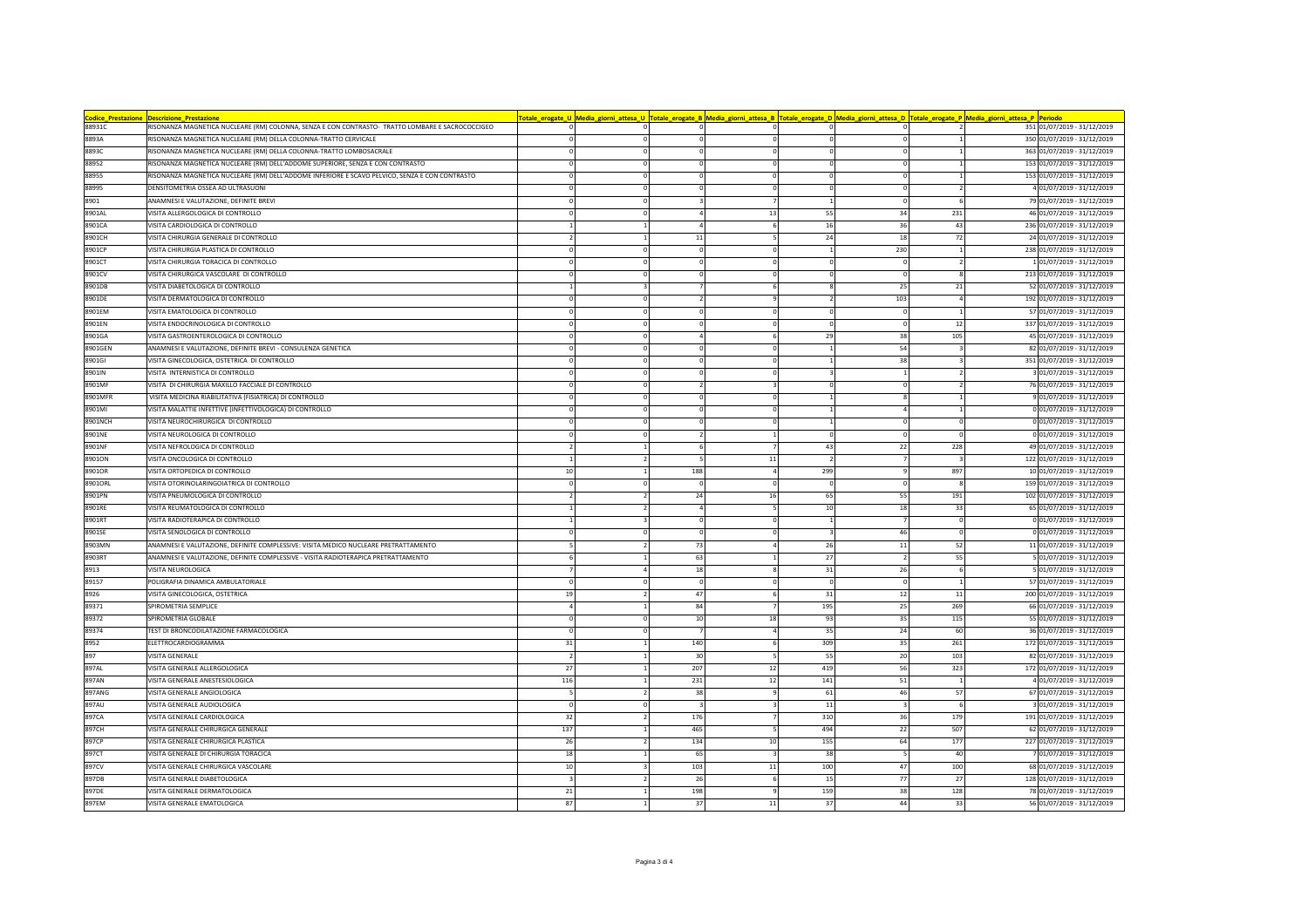| Codice_Prestazione | Descrizione_Prestazione | Totale_erogate_U | Media_giorni_attesa_U | Totale_erogate_B | Media_giorni_attesa_B | Totale_erogate_D | Media_giorni_attesa_D | Totale_erogate_P | Media_giorni_attesa_P | Periodo |
|---|---|---|---|---|---|---|---|---|---|---|
| 88931C | RISONANZA MAGNETICA NUCLEARE (RM) COLONNA, SENZA E CON CONTRASTO- TRATTO LOMBARE E SACROCOCCIGEO | 0 | 0 | 0 | 0 | 0 | 0 | 2 | 351 | 01/07/2019 - 31/12/2019 |
| 8893A | RISONANZA MAGNETICA NUCLEARE (RM) DELLA COLONNA-TRATTO CERVICALE | 0 | 0 | 0 | 0 | 0 | 0 | 1 | 350 | 01/07/2019 - 31/12/2019 |
| 8893C | RISONANZA MAGNETICA NUCLEARE (RM) DELLA COLONNA-TRATTO LOMBOSACRALE | 0 | 0 | 0 | 0 | 0 | 0 | 1 | 363 | 01/07/2019 - 31/12/2019 |
| 88952 | RISONANZA MAGNETICA NUCLEARE (RM) DELL'ADDOME SUPERIORE, SENZA E CON CONTRASTO | 0 | 0 | 0 | 0 | 0 | 0 | 1 | 153 | 01/07/2019 - 31/12/2019 |
| 88955 | RISONANZA MAGNETICA NUCLEARE (RM) DELL'ADDOME INFERIORE E SCAVO PELVICO, SENZA E CON CONTRASTO | 0 | 0 | 0 | 0 | 0 | 0 | 1 | 153 | 01/07/2019 - 31/12/2019 |
| 88995 | DENSITOMETRIA OSSEA AD ULTRASUONI | 0 | 0 | 0 | 0 | 0 | 0 | 2 | 4 | 01/07/2019 - 31/12/2019 |
| 8901 | ANAMNESI E VALUTAZIONE, DEFINITE BREVI | 0 | 0 | 3 | 7 | 1 | 0 | 6 | 79 | 01/07/2019 - 31/12/2019 |
| 8901AL | VISITA ALLERGOLOGICA DI CONTROLLO | 0 | 0 | 4 | 13 | 55 | 34 | 231 | 46 | 01/07/2019 - 31/12/2019 |
| 8901CA | VISITA CARDIOLOGICA DI CONTROLLO | 1 | 1 | 4 | 6 | 16 | 36 | 43 | 236 | 01/07/2019 - 31/12/2019 |
| 8901CH | VISITA CHIRURGIA GENERALE DI CONTROLLO | 2 | 1 | 11 | 5 | 24 | 18 | 72 | 24 | 01/07/2019 - 31/12/2019 |
| 8901CP | VISITA CHIRURGIA PLASTICA DI CONTROLLO | 0 | 0 | 0 | 0 | 1 | 230 | 1 | 238 | 01/07/2019 - 31/12/2019 |
| 8901CT | VISITA CHIRURGIA TORACICA DI CONTROLLO | 0 | 0 | 0 | 0 | 0 | 0 | 2 | 1 | 01/07/2019 - 31/12/2019 |
| 8901CV | VISITA CHIRURGICA VASCOLARE DI CONTROLLO | 0 | 0 | 0 | 0 | 0 | 0 | 8 | 213 | 01/07/2019 - 31/12/2019 |
| 8901DB | VISITA DIABETOLOGICA DI CONTROLLO | 1 | 3 | 7 | 6 | 8 | 25 | 21 | 52 | 01/07/2019 - 31/12/2019 |
| 8901DE | VISITA DERMATOLOGICA DI CONTROLLO | 0 | 0 | 2 | 9 | 2 | 103 | 4 | 192 | 01/07/2019 - 31/12/2019 |
| 8901EM | VISITA EMATOLOGICA DI CONTROLLO | 0 | 0 | 0 | 0 | 0 | 0 | 1 | 57 | 01/07/2019 - 31/12/2019 |
| 8901EN | VISITA ENDOCRINOLOGICA DI CONTROLLO | 0 | 0 | 0 | 0 | 0 | 0 | 12 | 337 | 01/07/2019 - 31/12/2019 |
| 8901GA | VISITA GASTROENTEROLOGICA DI CONTROLLO | 0 | 0 | 4 | 6 | 29 | 38 | 105 | 45 | 01/07/2019 - 31/12/2019 |
| 8901GEN | ANAMNESI E VALUTAZIONE, DEFINITE BREVI - CONSULENZA GENETICA | 0 | 0 | 0 | 0 | 1 | 54 | 3 | 82 | 01/07/2019 - 31/12/2019 |
| 8901GI | VISITA GINECOLOGICA, OSTETRICA DI CONTROLLO | 0 | 0 | 0 | 0 | 1 | 38 | 3 | 351 | 01/07/2019 - 31/12/2019 |
| 8901IN | VISITA INTERNISTICA DI CONTROLLO | 0 | 0 | 0 | 0 | 3 | 1 | 2 | 3 | 01/07/2019 - 31/12/2019 |
| 8901MF | VISITA DI CHIRURGIA MAXILLO FACCIALE DI CONTROLLO | 0 | 0 | 2 | 3 | 0 | 0 | 2 | 76 | 01/07/2019 - 31/12/2019 |
| 8901MFR | VISITA MEDICINA RIABILITATIVA (FISIATRICA) DI CONTROLLO | 0 | 0 | 0 | 0 | 1 | 8 | 1 | 9 | 01/07/2019 - 31/12/2019 |
| 8901MI | VISITA MALATTIE INFETTIVE (INFETTIVOLOGICA) DI CONTROLLO | 0 | 0 | 0 | 0 | 1 | 4 | 1 | 0 | 01/07/2019 - 31/12/2019 |
| 8901NCH | VISITA NEUROCHIRURGICA DI CONTROLLO | 0 | 0 | 0 | 0 | 1 | 0 | 0 | 0 | 01/07/2019 - 31/12/2019 |
| 8901NE | VISITA NEUROLOGICA DI CONTROLLO | 0 | 0 | 2 | 1 | 0 | 0 | 0 | 0 | 01/07/2019 - 31/12/2019 |
| 8901NF | VISITA NEFROLOGICA DI CONTROLLO | 2 | 1 | 6 | 7 | 43 | 22 | 228 | 49 | 01/07/2019 - 31/12/2019 |
| 8901ON | VISITA ONCOLOGICA DI CONTROLLO | 1 | 2 | 5 | 11 | 2 | 7 | 3 | 122 | 01/07/2019 - 31/12/2019 |
| 8901OR | VISITA ORTOPEDICA DI CONTROLLO | 10 | 1 | 188 | 4 | 299 | 9 | 897 | 10 | 01/07/2019 - 31/12/2019 |
| 8901ORL | VISITA OTORINOLARINGOIATRICA DI CONTROLLO | 0 | 0 | 0 | 0 | 0 | 0 | 8 | 159 | 01/07/2019 - 31/12/2019 |
| 8901PN | VISITA PNEUMOLOGICA DI CONTROLLO | 2 | 2 | 24 | 16 | 65 | 55 | 191 | 102 | 01/07/2019 - 31/12/2019 |
| 8901RE | VISITA REUMATOLOGICA DI CONTROLLO | 1 | 2 | 4 | 5 | 10 | 18 | 33 | 65 | 01/07/2019 - 31/12/2019 |
| 8901RT | VISITA RADIOTERAPICA DI CONTROLLO | 1 | 3 | 0 | 0 | 1 | 7 | 0 | 0 | 01/07/2019 - 31/12/2019 |
| 8901SE | VISITA SENOLOGICA DI CONTROLLO | 0 | 0 | 0 | 0 | 3 | 46 | 0 | 0 | 01/07/2019 - 31/12/2019 |
| 8903MN | ANAMNESI E VALUTAZIONE, DEFINITE COMPLESSIVE: VISITA MEDICO NUCLEARE PRETRATTAMENTO | 5 | 2 | 73 | 4 | 26 | 11 | 52 | 11 | 01/07/2019 - 31/12/2019 |
| 8903RT | ANAMNESI E VALUTAZIONE, DEFINITE COMPLESSIVE - VISITA RADIOTERAPICA PRETRATTAMENTO | 6 | 1 | 63 | 1 | 27 | 2 | 55 | 5 | 01/07/2019 - 31/12/2019 |
| 8913 | VISITA NEUROLOGICA | 7 | 4 | 18 | 8 | 31 | 26 | 6 | 5 | 01/07/2019 - 31/12/2019 |
| 89157 | POLIGRAFIA DINAMICA AMBULATORIALE | 0 | 0 | 0 | 0 | 0 | 0 | 1 | 57 | 01/07/2019 - 31/12/2019 |
| 8926 | VISITA GINECOLOGICA, OSTETRICA | 19 | 2 | 47 | 6 | 31 | 12 | 11 | 200 | 01/07/2019 - 31/12/2019 |
| 89371 | SPIROMETRIA SEMPLICE | 4 | 1 | 84 | 7 | 195 | 25 | 269 | 66 | 01/07/2019 - 31/12/2019 |
| 89372 | SPIROMETRIA GLOBALE | 0 | 0 | 10 | 18 | 93 | 35 | 115 | 55 | 01/07/2019 - 31/12/2019 |
| 89374 | TEST DI BRONCODILATAZIONE FARMACOLOGICA | 0 | 0 | 7 | 4 | 35 | 24 | 60 | 36 | 01/07/2019 - 31/12/2019 |
| 8952 | ELETTROCARDIOGRAMMA | 31 | 1 | 140 | 6 | 309 | 35 | 261 | 172 | 01/07/2019 - 31/12/2019 |
| 897 | VISITA GENERALE | 2 | 1 | 30 | 5 | 55 | 20 | 103 | 82 | 01/07/2019 - 31/12/2019 |
| 897AL | VISITA GENERALE ALLERGOLOGICA | 27 | 1 | 207 | 12 | 419 | 56 | 323 | 172 | 01/07/2019 - 31/12/2019 |
| 897AN | VISITA GENERALE ANESTESIOLOGICA | 116 | 1 | 231 | 12 | 141 | 51 | 1 | 4 | 01/07/2019 - 31/12/2019 |
| 897ANG | VISITA GENERALE ANGIOLOGICA | 5 | 2 | 38 | 9 | 61 | 46 | 57 | 67 | 01/07/2019 - 31/12/2019 |
| 897AU | VISITA GENERALE AUDIOLOGICA | 0 | 0 | 3 | 3 | 11 | 3 | 6 | 3 | 01/07/2019 - 31/12/2019 |
| 897CA | VISITA GENERALE CARDIOLOGICA | 32 | 2 | 176 | 7 | 310 | 36 | 179 | 191 | 01/07/2019 - 31/12/2019 |
| 897CH | VISITA GENERALE CHIRURGICA GENERALE | 137 | 1 | 465 | 5 | 494 | 22 | 507 | 62 | 01/07/2019 - 31/12/2019 |
| 897CP | VISITA GENERALE CHIRURGICA PLASTICA | 26 | 2 | 134 | 10 | 155 | 64 | 177 | 227 | 01/07/2019 - 31/12/2019 |
| 897CT | VISITA GENERALE DI CHIRURGIA TORACICA | 18 | 1 | 65 | 3 | 38 | 5 | 40 | 7 | 01/07/2019 - 31/12/2019 |
| 897CV | VISITA GENERALE CHIRURGICA VASCOLARE | 10 | 3 | 103 | 11 | 100 | 47 | 100 | 68 | 01/07/2019 - 31/12/2019 |
| 897DB | VISITA GENERALE DIABETOLOGICA | 3 | 2 | 26 | 6 | 15 | 77 | 27 | 128 | 01/07/2019 - 31/12/2019 |
| 897DE | VISITA GENERALE DERMATOLOGICA | 21 | 1 | 198 | 9 | 159 | 38 | 128 | 78 | 01/07/2019 - 31/12/2019 |
| 897EM | VISITA GENERALE EMATOLOGICA | 87 | 1 | 37 | 11 | 37 | 44 | 33 | 56 | 01/07/2019 - 31/12/2019 |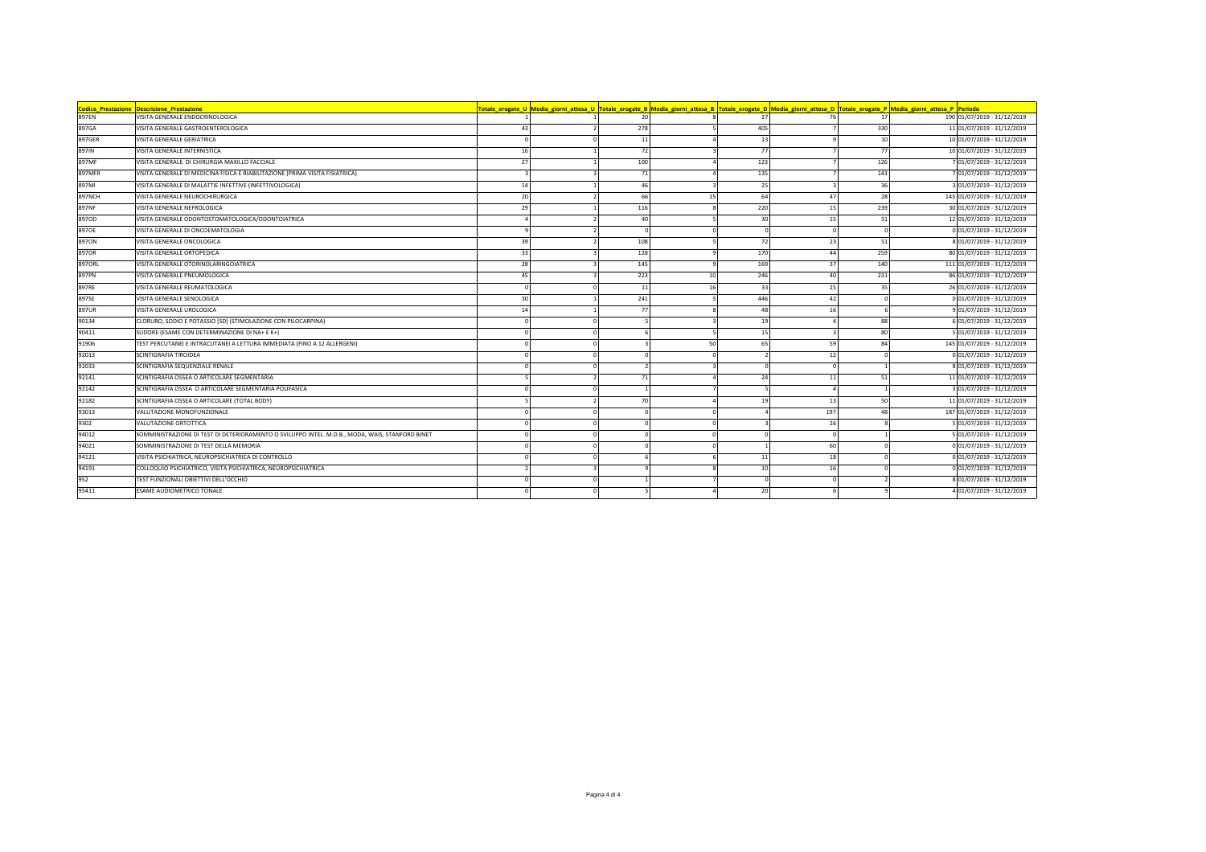| Codice_Prestazione | Descrizione_Prestazione | Totale_erogate_U | Media_giorni_attesa_U | Totale_erogate_B | Media_giorni_attesa_B | Totale_erogate_D | Media_giorni_attesa_D | Totale_erogate_P | Media_giorni_attesa_P | Periodo |
|---|---|---|---|---|---|---|---|---|---|---|
| 897EN | VISITA GENERALE ENDOCRINOLOGICA | 1 | 1 | 20 | 8 | 27 | 76 | 17 | 190 | 01/07/2019 - 31/12/2019 |
| 897GA | VISITA GENERALE GASTROENTEROLOGICA | 43 | 2 | 278 | 5 | 405 | 7 | 330 | 11 | 01/07/2019 - 31/12/2019 |
| 897GER | VISITA GENERALE GERIATRICA | 0 | 0 | 11 | 4 | 13 | 9 | 10 | 10 | 01/07/2019 - 31/12/2019 |
| 897IN | VISITA GENERALE INTERNISTICA | 16 | 1 | 72 | 3 | 77 | 7 | 77 | 10 | 01/07/2019 - 31/12/2019 |
| 897MF | VISITA GENERALE DI CHIRURGIA MAXILLO FACCIALE | 27 | 1 | 100 | 4 | 123 | 7 | 126 | 7 | 01/07/2019 - 31/12/2019 |
| 897MFR | VISITA GENERALE DI MEDICINA FISICA E RIABILITAZIONE (PRIMA VISITA FISIATRICA) | 3 | 3 | 71 | 4 | 135 | 7 | 143 | 7 | 01/07/2019 - 31/12/2019 |
| 897MI | VISITA GENERALE DI MALATTIE INFETTIVE (INFETTIVOLOGICA) | 14 | 1 | 46 | 3 | 25 | 3 | 36 | 3 | 01/07/2019 - 31/12/2019 |
| 897NCH | VISITA GENERALE NEUROCHIRURGICA | 20 | 2 | 66 | 15 | 64 | 47 | 28 | 143 | 01/07/2019 - 31/12/2019 |
| 897NF | VISITA GENERALE NEFROLOGICA | 29 | 1 | 116 | 8 | 220 | 15 | 239 | 30 | 01/07/2019 - 31/12/2019 |
| 897OD | VISITA GENERALE ODONTOSTOMATOLOGICA/ODONTOIATRICA | 4 | 2 | 40 | 5 | 30 | 15 | 51 | 12 | 01/07/2019 - 31/12/2019 |
| 897OE | VISITA GENERALE DI ONCOEMATOLOGIA | 9 | 2 | 0 | 0 | 0 | 0 | 0 | 0 | 01/07/2019 - 31/12/2019 |
| 897ON | VISITA GENERALE ONCOLOGICA | 39 | 2 | 108 | 5 | 72 | 23 | 51 | 8 | 01/07/2019 - 31/12/2019 |
| 897OR | VISITA GENERALE ORTOPEDICA | 33 | 3 | 128 | 9 | 170 | 44 | 259 | 80 | 01/07/2019 - 31/12/2019 |
| 897ORL | VISITA GENERALE OTORINOLARINGOIATRICA | 28 | 3 | 145 | 9 | 169 | 37 | 140 | 111 | 01/07/2019 - 31/12/2019 |
| 897PN | VISITA GENERALE PNEUMOLOGICA | 45 | 3 | 223 | 10 | 246 | 40 | 231 | 86 | 01/07/2019 - 31/12/2019 |
| 897RE | VISITA GENERALE REUMATOLOGICA | 0 | 0 | 11 | 16 | 33 | 25 | 35 | 26 | 01/07/2019 - 31/12/2019 |
| 897SE | VISITA GENERALE SENOLOGICA | 30 | 1 | 241 | 5 | 446 | 42 | 0 | 0 | 01/07/2019 - 31/12/2019 |
| 897UR | VISITA GENERALE UROLOGICA | 14 | 1 | 77 | 8 | 48 | 16 | 6 | 9 | 01/07/2019 - 31/12/2019 |
| 90134 | CLORURO, SODIO E POTASSIO [SD] (STIMOLAZIONE CON PILOCARPINA) | 0 | 0 | 5 | 3 | 19 | 4 | 88 | 6 | 01/07/2019 - 31/12/2019 |
| 90411 | SUDORE (ESAME CON DETERMINAZIONE DI NA+ E K+) | 0 | 0 | 6 | 5 | 15 | 3 | 80 | 5 | 01/07/2019 - 31/12/2019 |
| 91906 | TEST PERCUTANEI E INTRACUTANEI A LETTURA IMMEDIATA (FINO A 12 ALLERGENI) | 0 | 0 | 3 | 50 | 65 | 59 | 84 | 145 | 01/07/2019 - 31/12/2019 |
| 92013 | SCINTIGRAFIA TIROIDEA | 0 | 0 | 0 | 0 | 2 | 12 | 0 | 0 | 01/07/2019 - 31/12/2019 |
| 92033 | SCINTIGRAFIA SEQUENZIALE RENALE | 0 | 0 | 2 | 3 | 0 | 0 | 1 | 8 | 01/07/2019 - 31/12/2019 |
| 92141 | SCINTIGRAFIA OSSEA O ARTICOLARE SEGMENTARIA | 5 | 2 | 71 | 4 | 24 | 11 | 51 | 11 | 01/07/2019 - 31/12/2019 |
| 92142 | SCINTIGRAFIA OSSEA O ARTICOLARE SEGMENTARIA POLIFASICA | 0 | 0 | 1 | 7 | 5 | 4 | 1 | 3 | 01/07/2019 - 31/12/2019 |
| 92182 | SCINTIGRAFIA OSSEA O ARTICOLARE (TOTAL BODY) | 5 | 2 | 70 | 4 | 19 | 13 | 50 | 11 | 01/07/2019 - 31/12/2019 |
| 93013 | VALUTAZIONE MONOFUNZIONALE | 0 | 0 | 0 | 0 | 4 | 197 | 48 | 187 | 01/07/2019 - 31/12/2019 |
| 9302 | VALUTAZIONE ORTOTTICA | 0 | 0 | 0 | 0 | 3 | 26 | 8 | 5 | 01/07/2019 - 31/12/2019 |
| 94012 | SOMMINISTRAZIONE DI TEST DI DETERIORAMENTO O SVILUPPO INTEL. M.D.B., MODA, WAIS, STANFORD BINET | 0 | 0 | 0 | 0 | 0 | 0 | 1 | 5 | 01/07/2019 - 31/12/2019 |
| 94021 | SOMMINISTRAZIONE DI TEST DELLA MEMORIA | 0 | 0 | 0 | 0 | 1 | 60 | 0 | 0 | 01/07/2019 - 31/12/2019 |
| 94121 | VISITA PSICHIATRICA, NEUROPSICHIATRICA DI CONTROLLO | 0 | 0 | 6 | 6 | 11 | 18 | 0 | 0 | 01/07/2019 - 31/12/2019 |
| 94191 | COLLOQUIO PSICHIATRICO, VISITA PSICHIATRICA, NEUROPSICHIATRICA | 2 | 3 | 9 | 8 | 10 | 16 | 0 | 0 | 01/07/2019 - 31/12/2019 |
| 952 | TEST FUNZIONALI OBIETTIVI DELL'OCCHIO | 0 | 0 | 1 | 7 | 0 | 0 | 2 | 8 | 01/07/2019 - 31/12/2019 |
| 95411 | ESAME AUDIOMETRICO TONALE | 0 | 0 | 5 | 4 | 20 | 6 | 9 | 4 | 01/07/2019 - 31/12/2019 |